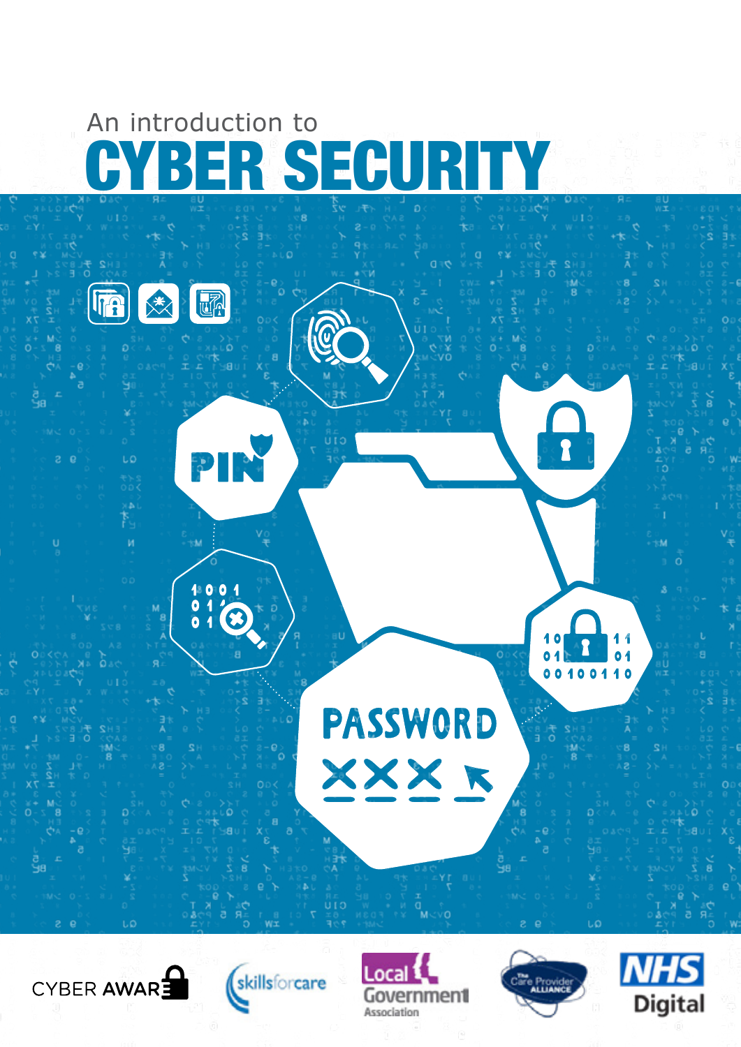An introduction to

# CYBER SECURITY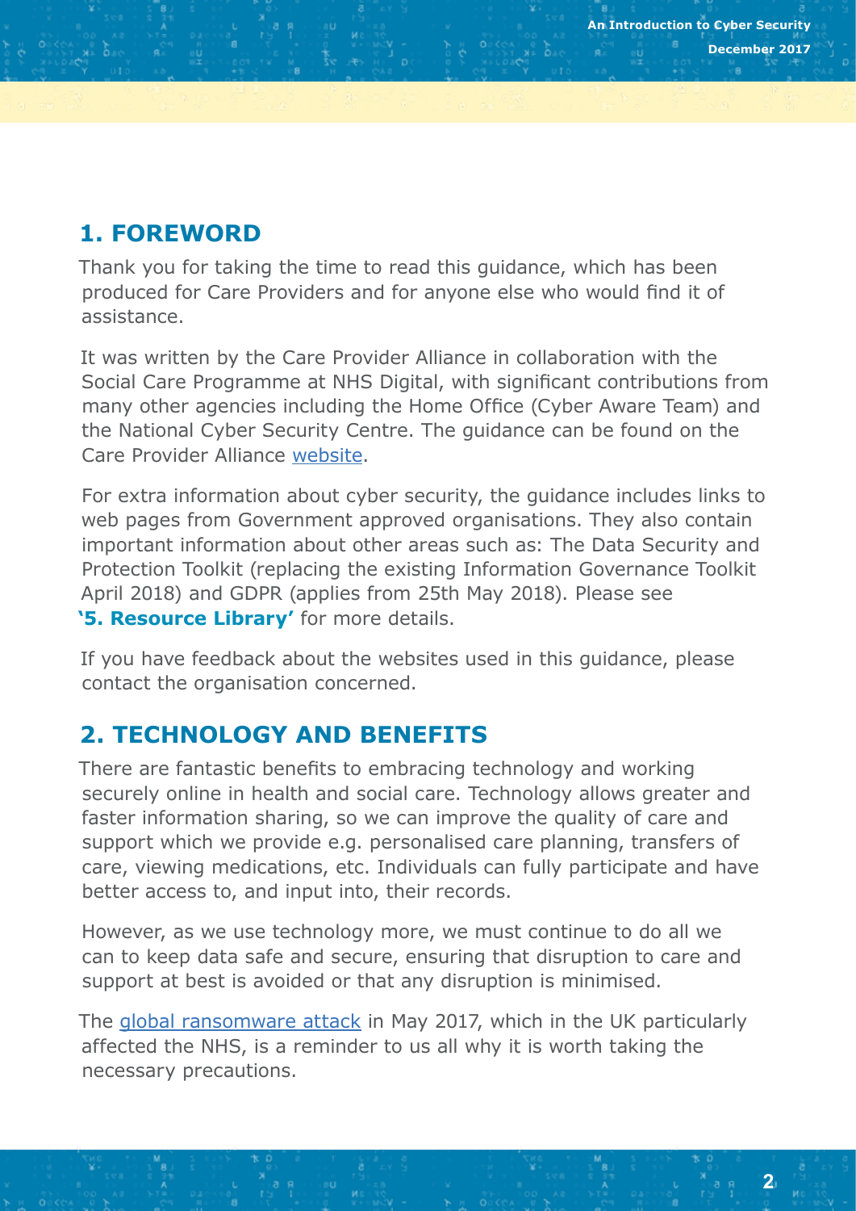## 1. FOREWORD

Thank you for taking the time to read this guidance, which has been produced for Care Providers and for anyone else who would find it of assistance.

It was written by the Care Provider Alliance in collaboration with the Social Care Programme at NHS Digital, with significant contributions from many other agencies including the Home Office (Cyber Aware Team) and the National Cyber Security Centre. The guidance can be found on the Care Provider Alliance website.

For extra information about cyber security, the guidance includes links to web pages from Government approved organisations. They also contain important information about other areas such as: The Data Security and Protection Toolkit (replacing the existing Information Governance Toolkit April 2018) and GDPR (applies from 25th May 2018). Please see **'5. Resource Library'** for more details.

If you have feedback about the websites used in this guidance, please contact the organisation concerned.

## 2. TECHNOLOGY AND BENEFITS

There are fantastic benefits to embracing technology and working securely online in health and social care. Technology allows greater and faster information sharing, so we can improve the quality of care and support which we provide e.g. personalised care planning, transfers of care, viewing medications, etc. Individuals can fully participate and have better access to, and input into, their records.

However, as we use technology more, we must continue to do all we can to keep data safe and secure, ensuring that disruption to care and support at best is avoided or that any disruption is minimised.

The global ransomware attack in May 2017, which in the UK particularly affected the NHS, is a reminder to us all why it is worth taking the necessary precautions.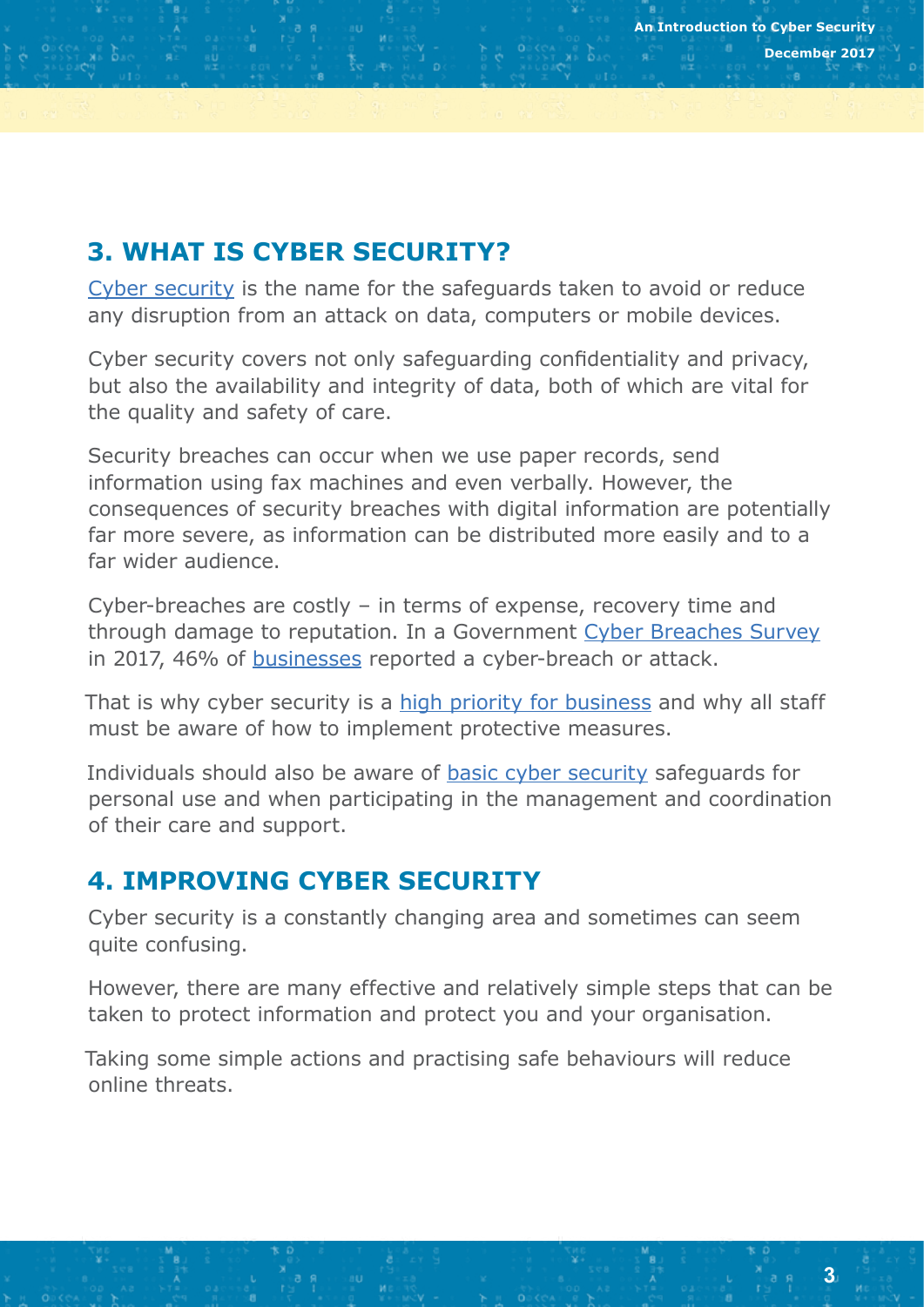## 3. WHAT IS CYBER SECURITY?

Cyber security is the name for the safeguards taken to avoid or reduce any disruption from an attack on data, computers or mobile devices.

Cyber security covers not only safeguarding confidentiality and privacy, but also the availability and integrity of data, both of which are vital for the quality and safety of care.

Security breaches can occur when we use paper records, send information using fax machines and even verbally. However, the consequences of security breaches with digital information are potentially far more severe, as information can be distributed more easily and to a far wider audience.

Cyber-breaches are costly – in terms of expense, recovery time and through damage to reputation. In a Government Cyber Breaches Survey in 2017, 46% of businesses reported a cyber-breach or attack.

That is why cyber security is a high priority for business and why all staff must be aware of how to implement protective measures.

Individuals should also be aware of basic cyber security safeguards for personal use and when participating in the management and coordination of their care and support.

## 4. IMPROVING CYBER SECURITY

Cyber security is a constantly changing area and sometimes can seem quite confusing.

However, there are many effective and relatively simple steps that can be taken to protect information and protect you and your organisation.

Taking some simple actions and practising safe behaviours will reduce online threats.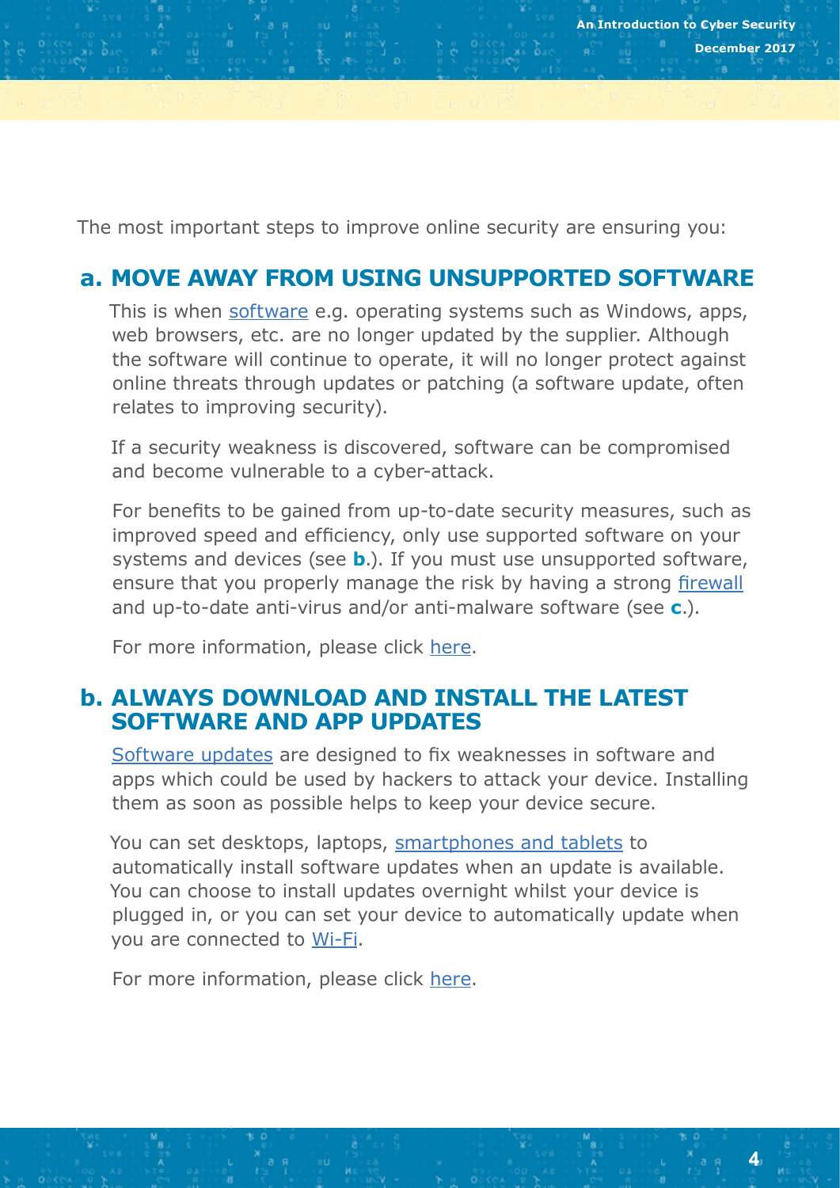The most important steps to improve online security are ensuring you:

## a. MOVE AWAY FROM USING UNSUPPORTED SOFTWARE

This is when software e.g. operating systems such as Windows, apps, web browsers, etc. are no longer updated by the supplier. Although the software will continue to operate, it will no longer protect against online threats through updates or patching (a software update, often relates to improving security).

If a security weakness is discovered, software can be compromised and become vulnerable to a cyber-attack.

For benefits to be gained from up-to-date security measures, such as improved speed and efficiency, only use supported software on your systems and devices (see **b**.). If you must use unsupported software, ensure that you properly manage the risk by having a strong firewall and up-to-date anti-virus and/or anti-malware software (see **c**.).

For more information, please click here.

## b. ALWAYS DOWNLOAD AND INSTALL THE LATEST SOFTWARE AND APP UPDATES

Software updates are designed to fix weaknesses in software and apps which could be used by hackers to attack your device. Installing them as soon as possible helps to keep your device secure.

You can set desktops, laptops, smartphones and tablets to automatically install software updates when an update is available. You can choose to install updates overnight whilst your device is plugged in, or you can set your device to automatically update when you are connected to Wi-Fi.

For more information, please click here.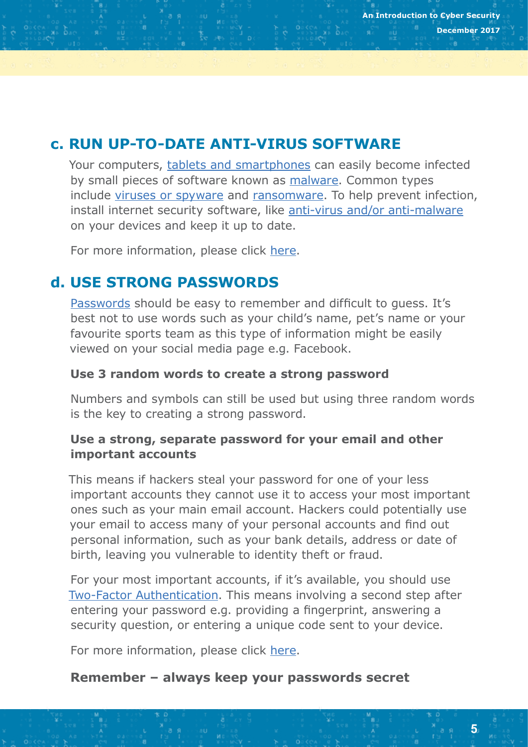## c. RUN UP-TO-DATE ANTI-VIRUS SOFTWARE

Your computers, tablets and smartphones can easily become infected by small pieces of software known as malware. Common types include viruses or spyware and ransomware. To help prevent infection, install internet security software, like anti-virus and/or anti-malware on your devices and keep it up to date.

For more information, please click here.

## d. USE STRONG PASSWORDS

Passwords should be easy to remember and difficult to guess. It's best not to use words such as your child's name, pet's name or your favourite sports team as this type of information might be easily viewed on your social media page e.g. Facebook.

**Use 3 random words to create a strong password**

Numbers and symbols can still be used but using three random words is the key to creating a strong password.

**Use a strong, separate password for your email and other important accounts**

This means if hackers steal your password for one of your less important accounts they cannot use it to access your most important ones such as your main email account. Hackers could potentially use your email to access many of your personal accounts and find out personal information, such as your bank details, address or date of birth, leaving you vulnerable to identity theft or fraud.

For your most important accounts, if it's available, you should use Two-Factor Authentication. This means involving a second step after entering your password e.g. providing a fingerprint, answering a security question, or entering a unique code sent to your device.

For more information, please click here.

**Remember – always keep your passwords secret**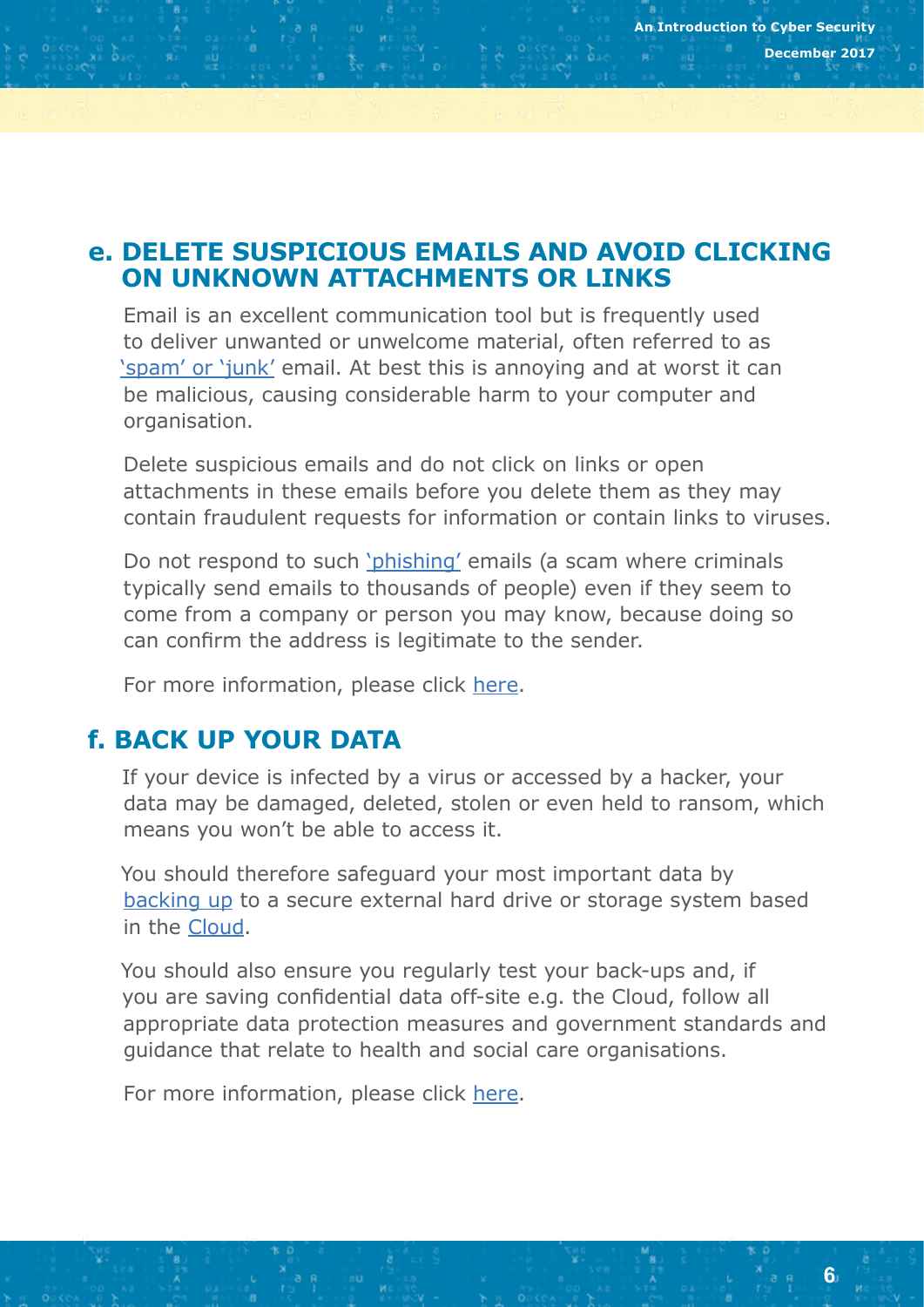## e. DELETE SUSPICIOUS EMAILS AND AVOID CLICKING ON UNKNOWN ATTACHMENTS OR LINKS

Email is an excellent communication tool but is frequently used to deliver unwanted or unwelcome material, often referred to as 'spam' or 'junk' email. At best this is annoying and at worst it can be malicious, causing considerable harm to your computer and organisation.

Delete suspicious emails and do not click on links or open attachments in these emails before you delete them as they may contain fraudulent requests for information or contain links to viruses.

Do not respond to such 'phishing' emails (a scam where criminals typically send emails to thousands of people) even if they seem to come from a company or person you may know, because doing so can confirm the address is legitimate to the sender.

For more information, please click here.

## f. BACK UP YOUR DATA

If your device is infected by a virus or accessed by a hacker, your data may be damaged, deleted, stolen or even held to ransom, which means you won't be able to access it.

You should therefore safeguard your most important data by backing up to a secure external hard drive or storage system based in the Cloud.

You should also ensure you regularly test your back-ups and, if you are saving confidential data off-site e.g. the Cloud, follow all appropriate data protection measures and government standards and guidance that relate to health and social care organisations.

For more information, please click here.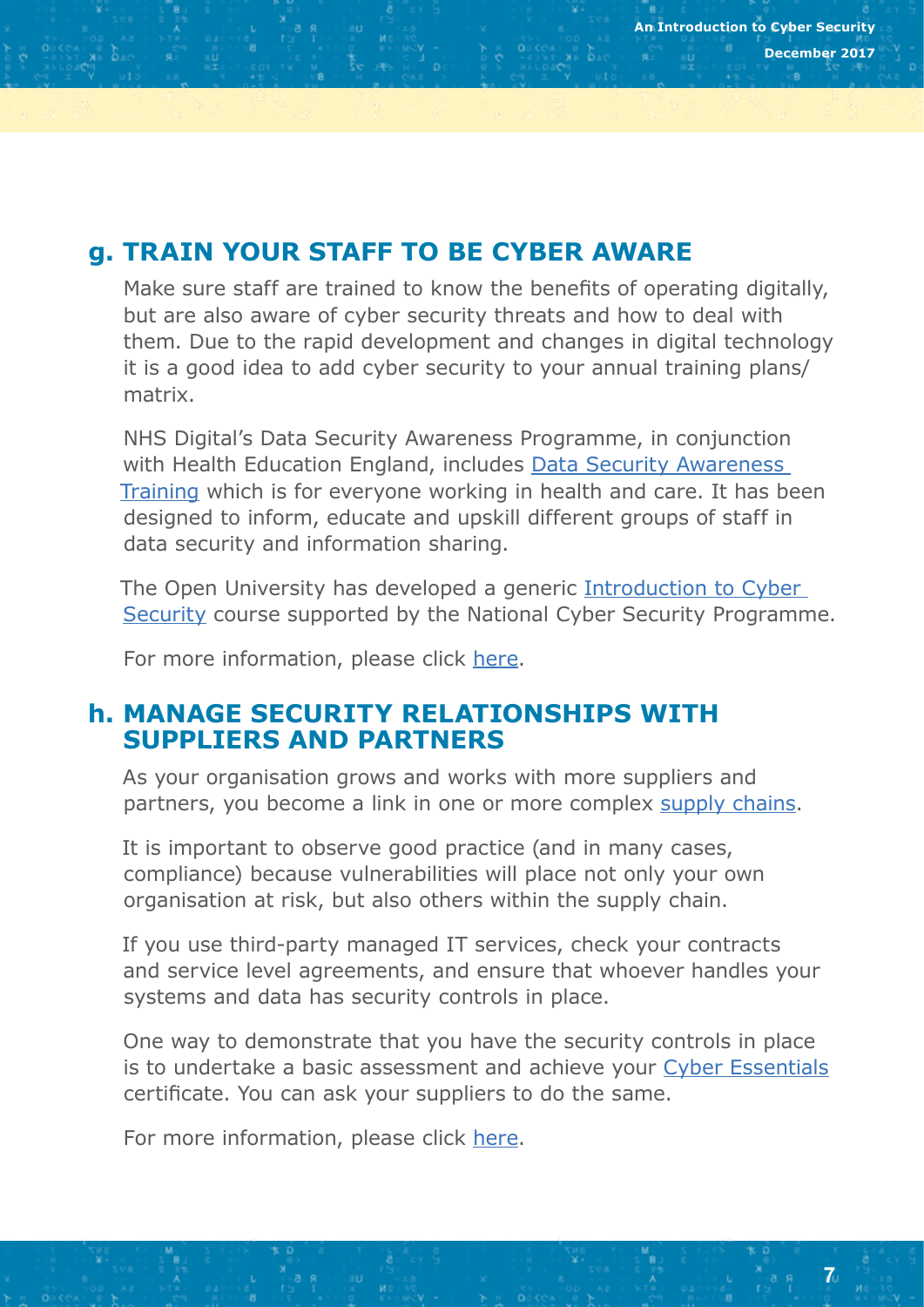## g. TRAIN YOUR STAFF TO BE CYBER AWARE

Make sure staff are trained to know the benefits of operating digitally, but are also aware of cyber security threats and how to deal with them. Due to the rapid development and changes in digital technology it is a good idea to add cyber security to your annual training plans/ matrix.

NHS Digital's Data Security Awareness Programme, in conjunction with Health Education England, includes Data Security Awareness Training which is for everyone working in health and care. It has been designed to inform, educate and upskill different groups of staff in data security and information sharing.

The Open University has developed a generic Introduction to Cyber Security course supported by the National Cyber Security Programme.

For more information, please click here.

## h. MANAGE SECURITY RELATIONSHIPS WITH SUPPLIERS AND PARTNERS

As your organisation grows and works with more suppliers and partners, you become a link in one or more complex supply chains.

It is important to observe good practice (and in many cases, compliance) because vulnerabilities will place not only your own organisation at risk, but also others within the supply chain.

If you use third-party managed IT services, check your contracts and service level agreements, and ensure that whoever handles your systems and data has security controls in place.

One way to demonstrate that you have the security controls in place is to undertake a basic assessment and achieve your Cyber Essentials certificate. You can ask your suppliers to do the same.

For more information, please click here.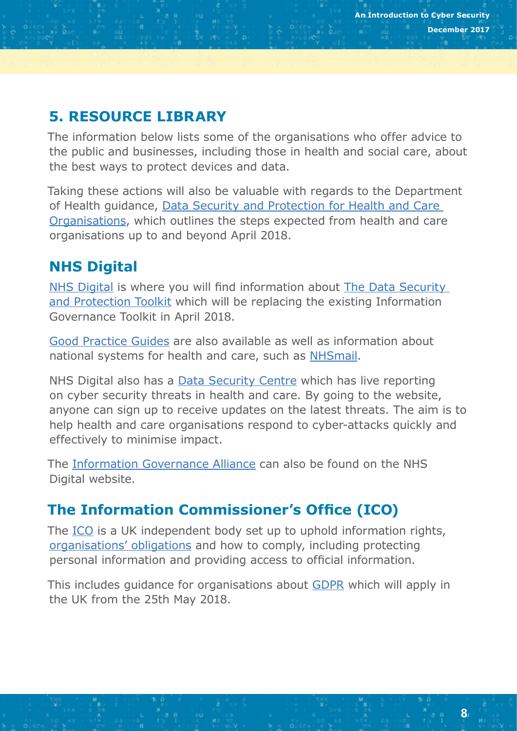## 5. RESOURCE LIBRARY

The information below lists some of the organisations who offer advice to the public and businesses, including those in health and social care, about the best ways to protect devices and data.

Taking these actions will also be valuable with regards to the Department of Health guidance, Data Security and Protection for Health and Care Organisations, which outlines the steps expected from health and care organisations up to and beyond April 2018.

### NHS Digital

NHS Digital is where you will find information about The Data Security and Protection Toolkit which will be replacing the existing Information Governance Toolkit in April 2018.

Good Practice Guides are also available as well as information about national systems for health and care, such as NHSmail.

NHS Digital also has a Data Security Centre which has live reporting on cyber security threats in health and care. By going to the website, anyone can sign up to receive updates on the latest threats. The aim is to help health and care organisations respond to cyber-attacks quickly and effectively to minimise impact.

The Information Governance Alliance can also be found on the NHS Digital website.

### The Information Commissioner's Office (ICO)

The ICO is a UK independent body set up to uphold information rights, organisations' obligations and how to comply, including protecting personal information and providing access to official information.

This includes guidance for organisations about GDPR which will apply in the UK from the 25th May 2018.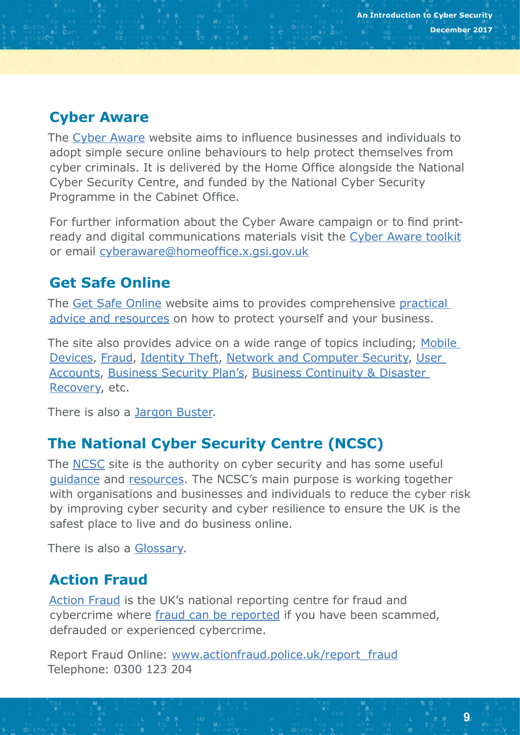## Cyber Aware

The Cyber Aware website aims to influence businesses and individuals to adopt simple secure online behaviours to help protect themselves from cyber criminals. It is delivered by the Home Office alongside the National Cyber Security Centre, and funded by the National Cyber Security Programme in the Cabinet Office.

For further information about the Cyber Aware campaign or to find print-ready and digital communications materials visit the Cyber Aware toolkit or email cyberaware@homeoffice.x.gsi.gov.uk

## Get Safe Online

The Get Safe Online website aims to provides comprehensive practical advice and resources on how to protect yourself and your business.

The site also provides advice on a wide range of topics including; Mobile Devices, Fraud, Identity Theft, Network and Computer Security, User Accounts, Business Security Plan's, Business Continuity & Disaster Recovery, etc.

There is also a Jargon Buster.

## The National Cyber Security Centre (NCSC)

The NCSC site is the authority on cyber security and has some useful guidance and resources. The NCSC's main purpose is working together with organisations and businesses and individuals to reduce the cyber risk by improving cyber security and cyber resilience to ensure the UK is the safest place to live and do business online.

There is also a Glossary.

## Action Fraud

Action Fraud is the UK's national reporting centre for fraud and cybercrime where fraud can be reported if you have been scammed, defrauded or experienced cybercrime.

Report Fraud Online: www.actionfraud.police.uk/report_fraud
Telephone: 0300 123 204